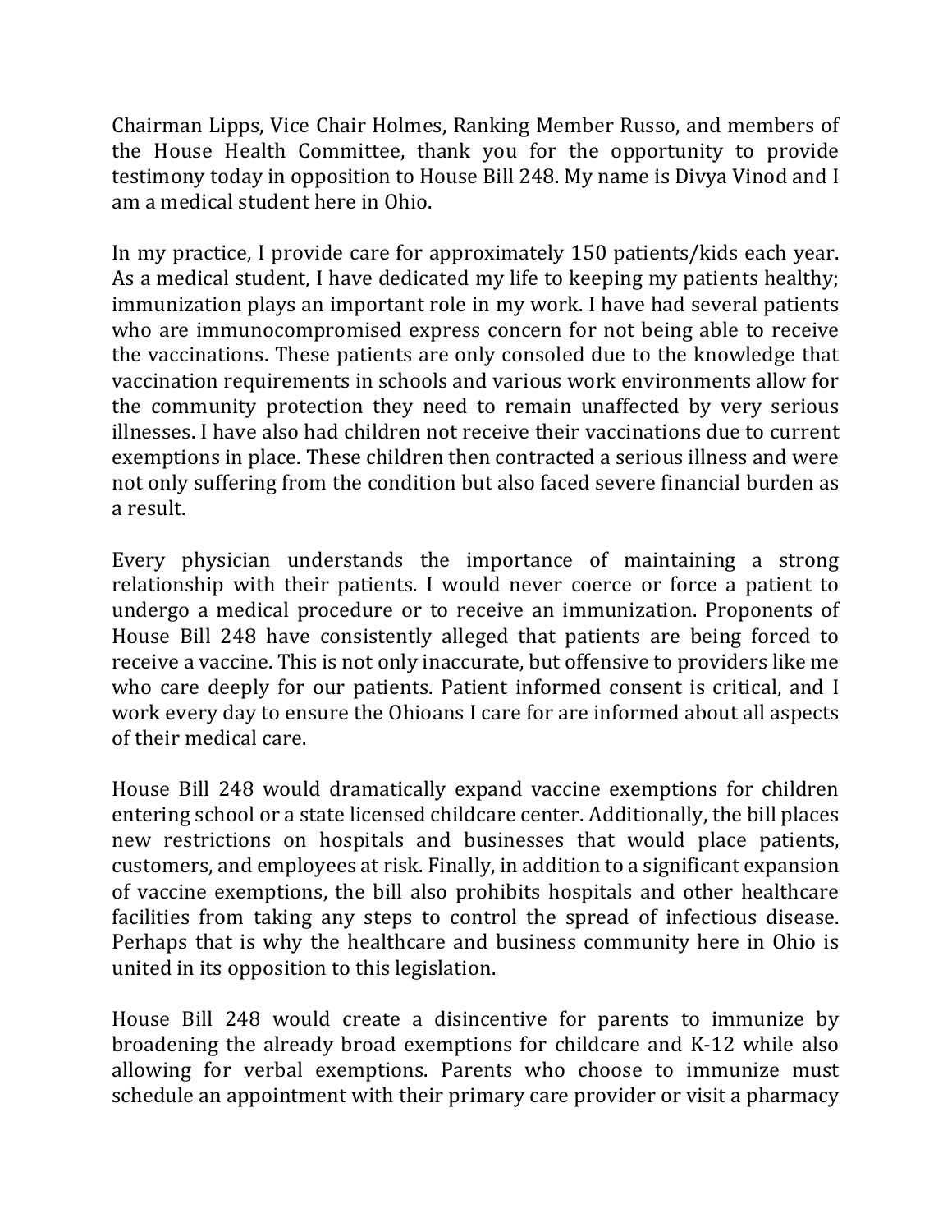Chairman Lipps, Vice Chair Holmes, Ranking Member Russo, and members of the House Health Committee, thank you for the opportunity to provide testimony today in opposition to House Bill 248. My name is Divya Vinod and I am a medical student here in Ohio.

In my practice, I provide care for approximately 150 patients/kids each year. As a medical student, I have dedicated my life to keeping my patients healthy; immunization plays an important role in my work. I have had several patients who are immunocompromised express concern for not being able to receive the vaccinations. These patients are only consoled due to the knowledge that vaccination requirements in schools and various work environments allow for the community protection they need to remain unaffected by very serious illnesses. I have also had children not receive their vaccinations due to current exemptions in place. These children then contracted a serious illness and were not only suffering from the condition but also faced severe financial burden as a result.

Every physician understands the importance of maintaining a strong relationship with their patients. I would never coerce or force a patient to undergo a medical procedure or to receive an immunization. Proponents of House Bill 248 have consistently alleged that patients are being forced to receive a vaccine. This is not only inaccurate, but offensive to providers like me who care deeply for our patients. Patient informed consent is critical, and I work every day to ensure the Ohioans I care for are informed about all aspects of their medical care.

House Bill 248 would dramatically expand vaccine exemptions for children entering school or a state licensed childcare center. Additionally, the bill places new restrictions on hospitals and businesses that would place patients, customers, and employees at risk. Finally, in addition to a significant expansion of vaccine exemptions, the bill also prohibits hospitals and other healthcare facilities from taking any steps to control the spread of infectious disease. Perhaps that is why the healthcare and business community here in Ohio is united in its opposition to this legislation.

House Bill 248 would create a disincentive for parents to immunize by broadening the already broad exemptions for childcare and K-12 while also allowing for verbal exemptions. Parents who choose to immunize must schedule an appointment with their primary care provider or visit a pharmacy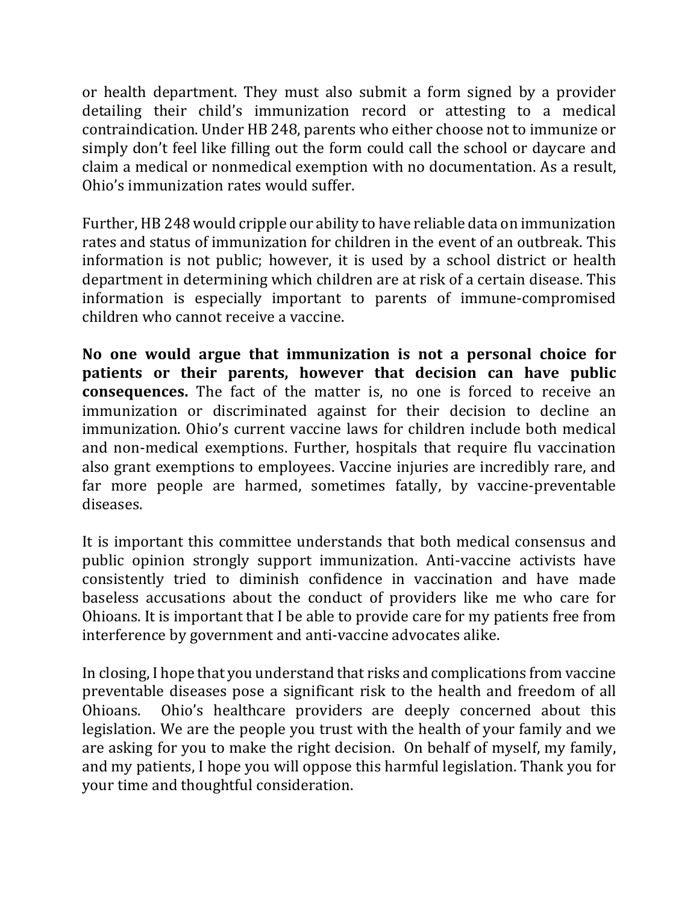or health department. They must also submit a form signed by a provider detailing their child's immunization record or attesting to a medical contraindication. Under HB 248, parents who either choose not to immunize or simply don't feel like filling out the form could call the school or daycare and claim a medical or nonmedical exemption with no documentation. As a result, Ohio's immunization rates would suffer.

Further, HB 248 would cripple our ability to have reliable data on immunization rates and status of immunization for children in the event of an outbreak. This information is not public; however, it is used by a school district or health department in determining which children are at risk of a certain disease. This information is especially important to parents of immune-compromised children who cannot receive a vaccine.

**No one would argue that immunization is not a personal choice for patients or their parents, however that decision can have public consequences.** The fact of the matter is, no one is forced to receive an immunization or discriminated against for their decision to decline an immunization. Ohio's current vaccine laws for children include both medical and non-medical exemptions. Further, hospitals that require flu vaccination also grant exemptions to employees. Vaccine injuries are incredibly rare, and far more people are harmed, sometimes fatally, by vaccine-preventable diseases.

It is important this committee understands that both medical consensus and public opinion strongly support immunization. Anti-vaccine activists have consistently tried to diminish confidence in vaccination and have made baseless accusations about the conduct of providers like me who care for Ohioans. It is important that I be able to provide care for my patients free from interference by government and anti-vaccine advocates alike.

In closing, I hope that you understand that risks and complications from vaccine preventable diseases pose a significant risk to the health and freedom of all Ohioans. Ohio's healthcare providers are deeply concerned about this legislation. We are the people you trust with the health of your family and we are asking for you to make the right decision. On behalf of myself, my family, and my patients, I hope you will oppose this harmful legislation. Thank you for your time and thoughtful consideration.